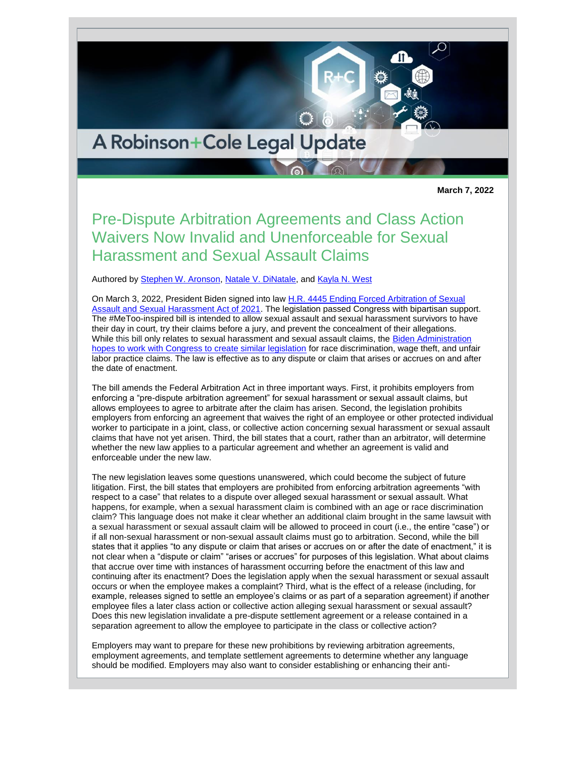A Robinson+Cole Legal Update

**March 7, 2022**

# Pre-Dispute Arbitration Agreements and Class Action Waivers Now Invalid and Unenforceable for Sexual Harassment and Sexual Assault Claims

Authored by Stephen W. Aronson, Natale V. DiNatale, and Kayla N. West

On March 3, 2022, President Biden signed into law H.R. 4445 Ending Forced Arbitration of Sexual Assault and Sexual Harassment Act of 2021. The legislation passed Congress with bipartisan support. The #MeToo-inspired bill is intended to allow sexual assault and sexual harassment survivors to have their day in court, try their claims before a jury, and prevent the concealment of their allegations. While this bill only relates to sexual harassment and sexual assault claims, the Biden Administration hopes to work with Congress to create similar legislation for race discrimination, wage theft, and unfair labor practice claims. The law is effective as to any dispute or claim that arises or accrues on and after the date of enactment.

The bill amends the Federal Arbitration Act in three important ways. First, it prohibits employers from enforcing a "pre-dispute arbitration agreement" for sexual harassment or sexual assault claims, but allows employees to agree to arbitrate after the claim has arisen. Second, the legislation prohibits employers from enforcing an agreement that waives the right of an employee or other protected individual worker to participate in a joint, class, or collective action concerning sexual harassment or sexual assault claims that have not yet arisen. Third, the bill states that a court, rather than an arbitrator, will determine whether the new law applies to a particular agreement and whether an agreement is valid and enforceable under the new law.

The new legislation leaves some questions unanswered, which could become the subject of future litigation. First, the bill states that employers are prohibited from enforcing arbitration agreements "with respect to a case" that relates to a dispute over alleged sexual harassment or sexual assault. What happens, for example, when a sexual harassment claim is combined with an age or race discrimination claim? This language does not make it clear whether an additional claim brought in the same lawsuit with a sexual harassment or sexual assault claim will be allowed to proceed in court (i.e., the entire "case") or if all non-sexual harassment or non-sexual assault claims must go to arbitration. Second, while the bill states that it applies "to any dispute or claim that arises or accrues on or after the date of enactment," it is not clear when a "dispute or claim" "arises or accrues" for purposes of this legislation. What about claims that accrue over time with instances of harassment occurring before the enactment of this law and continuing after its enactment? Does the legislation apply when the sexual harassment or sexual assault occurs or when the employee makes a complaint? Third, what is the effect of a release (including, for example, releases signed to settle an employee's claims or as part of a separation agreement) if another employee files a later class action or collective action alleging sexual harassment or sexual assault? Does this new legislation invalidate a pre-dispute settlement agreement or a release contained in a separation agreement to allow the employee to participate in the class or collective action?

Employers may want to prepare for these new prohibitions by reviewing arbitration agreements, employment agreements, and template settlement agreements to determine whether any language should be modified. Employers may also want to consider establishing or enhancing their anti-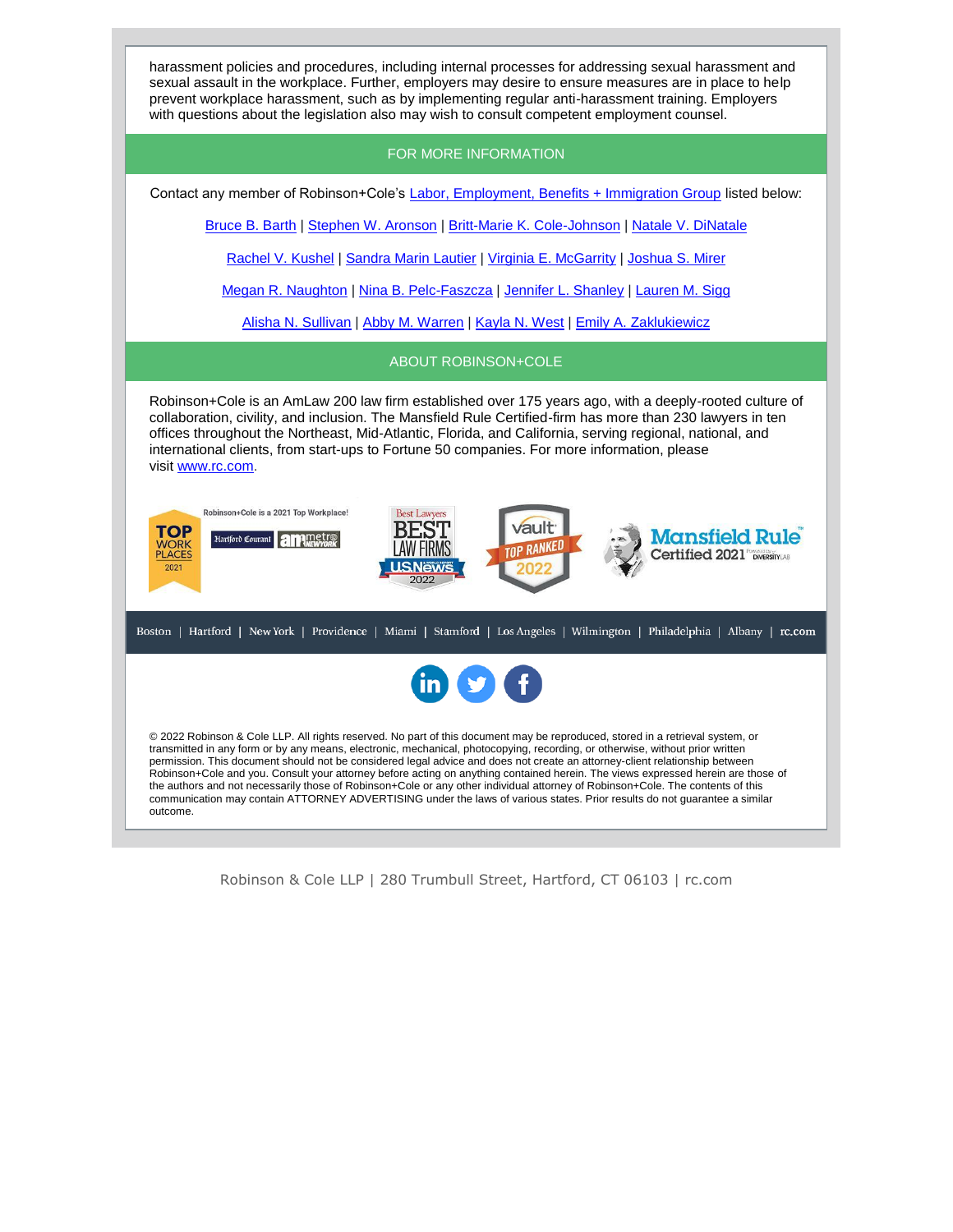harassment policies and procedures, including internal processes for addressing sexual harassment and sexual assault in the workplace. Further, employers may desire to ensure measures are in place to help prevent workplace harassment, such as by implementing regular anti-harassment training. Employers with questions about the legislation also may wish to consult competent employment counsel.

## FOR MORE INFORMATION

Contact any member of Robinson+Cole's Labor, Employment, Benefits + Immigration Group listed below:

Bruce B. Barth | Stephen W. Aronson | Britt-Marie K. Cole-Johnson | Natale V. DiNatale

Rachel V. Kushel | Sandra Marin Lautier | Virginia E. McGarrity | Joshua S. Mirer

Megan R. Naughton | Nina B. Pelc-Faszcza | Jennifer L. Shanley | Lauren M. Sigg

Alisha N. Sullivan | Abby M. Warren | Kayla N. West | Emily A. Zaklukiewicz

## ABOUT ROBINSON+COLE

Robinson+Cole is an AmLaw 200 law firm established over 175 years ago, with a deeply-rooted culture of collaboration, civility, and inclusion. The Mansfield Rule Certified-firm has more than 230 lawyers in ten offices throughout the Northeast, Mid-Atlantic, Florida, and California, serving regional, national, and international clients, from start-ups to Fortune 50 companies. For more information, please visit www.rc.com.

Boston | Hartford | New York | Providence | Miami | Stamford | Los Angeles | Wilmington | Philadelphia | Albany | rc.com

© 2022 Robinson & Cole LLP. All rights reserved. No part of this document may be reproduced, stored in a retrieval system, or transmitted in any form or by any means, electronic, mechanical, photocopying, recording, or otherwise, without prior written permission. This document should not be considered legal advice and does not create an attorney-client relationship between Robinson+Cole and you. Consult your attorney before acting on anything contained herein. The views expressed herein are those of the authors and not necessarily those of Robinson+Cole or any other individual attorney of Robinson+Cole. The contents of this communication may contain ATTORNEY ADVERTISING under the laws of various states. Prior results do not guarantee a similar outcome.

Robinson & Cole LLP | 280 Trumbull Street, Hartford, CT 06103 | rc.com